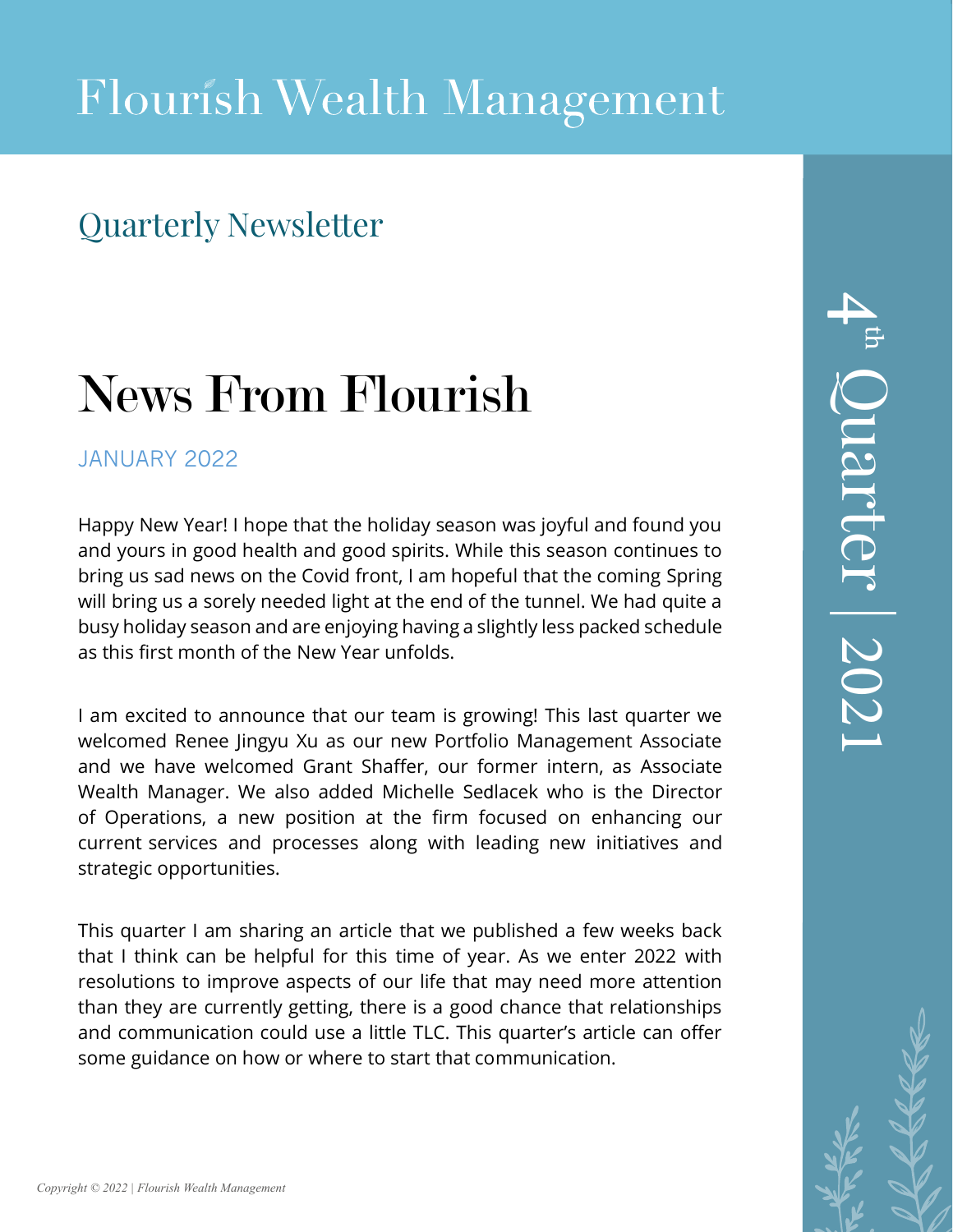# Flourish Wealth Management

## Quarterly Newsletter

4th Quarter | 2021

# News From Flourish

JANUARY 2022

Happy New Year! I hope that the holiday season was joyful and found you and yours in good health and good spirits. While this season continues to bring us sad news on the Covid front, I am hopeful that the coming Spring will bring us a sorely needed light at the end of the tunnel. We had quite a busy holiday season and are enjoying having a slightly less packed schedule as this first month of the New Year unfolds.

I am excited to announce that our team is growing! This last quarter we welcomed Renee Jingyu Xu as our new Portfolio Management Associate and we have welcomed Grant Shaffer, our former intern, as Associate Wealth Manager. We also added Michelle Sedlacek who is the Director of Operations, a new position at the firm focused on enhancing our current services and processes along with leading new initiatives and strategic opportunities.

This quarter I am sharing an article that we published a few weeks back that I think can be helpful for this time of year. As we enter 2022 with resolutions to improve aspects of our life that may need more attention than they are currently getting, there is a good chance that relationships and communication could use a little TLC. This quarter's article can offer some guidance on how or where to start that communication.

*Copyright © 2022 | Flourish Wealth Management*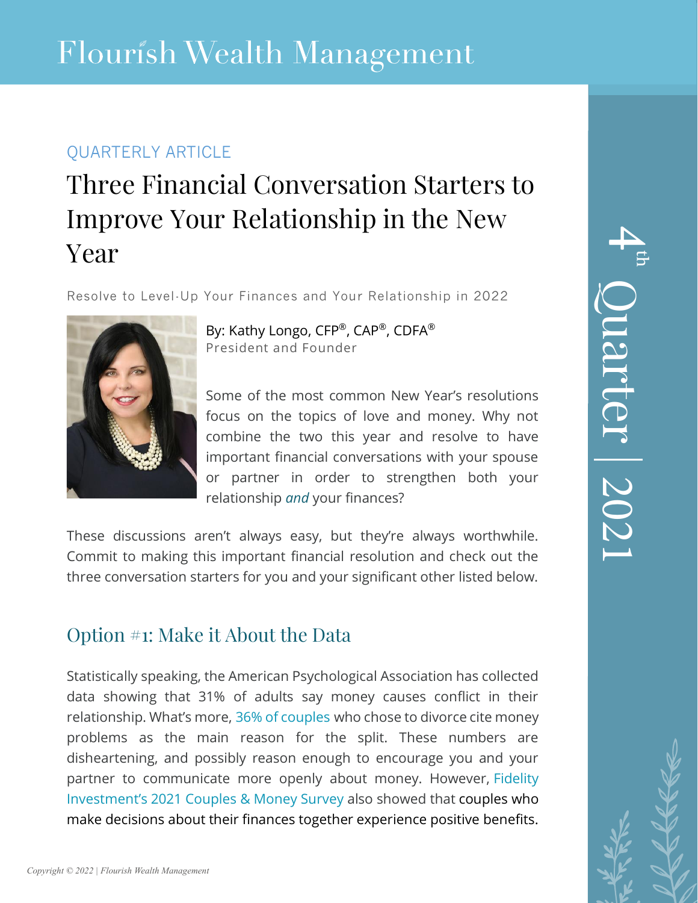# Flourish Wealth Management

QUARTERLY ARTICLE

## Three Financial Conversation Starters to Improve Your Relationship in the New Year

Resolve to Level-Up Your Finances and Your Relationship in 2022

By: Kathy Longo, CFP®, CAP®, CDFA®
President and Founder

Some of the most common New Year's resolutions focus on the topics of love and money. Why not combine the two this year and resolve to have important financial conversations with your spouse or partner in order to strengthen both your relationship *and* your finances?

These discussions aren't always easy, but they're always worthwhile. Commit to making this important financial resolution and check out the three conversation starters for you and your significant other listed below.

4th Quarter | 2021

### Option #1: Make it About the Data

Statistically speaking, the American Psychological Association has collected data showing that 31% of adults say money causes conflict in their relationship. What's more, 36% of couples who chose to divorce cite money problems as the main reason for the split. These numbers are disheartening, and possibly reason enough to encourage you and your partner to communicate more openly about money. However, Fidelity Investment's 2021 Couples & Money Survey also showed that couples who make decisions about their finances together experience positive benefits.

*Copyright © 2022 | Flourish Wealth Management*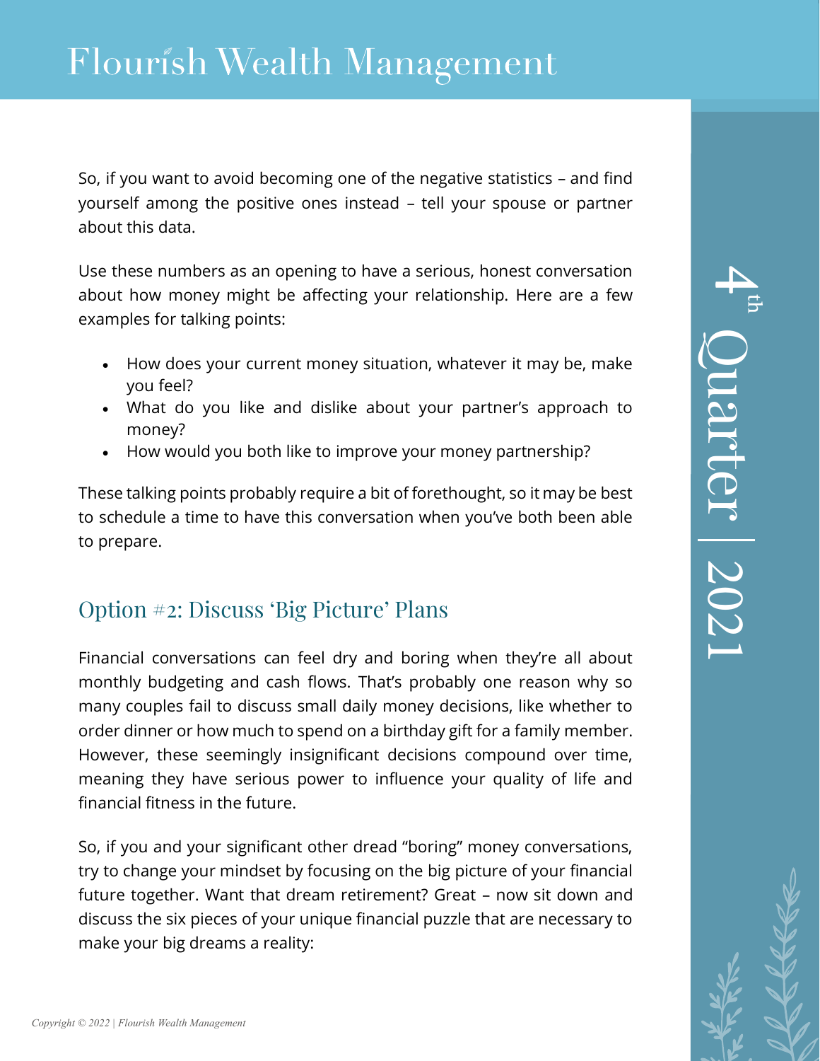So, if you want to avoid becoming one of the negative statistics – and find yourself among the positive ones instead – tell your spouse or partner about this data.

Use these numbers as an opening to have a serious, honest conversation about how money might be affecting your relationship. Here are a few examples for talking points:

- How does your current money situation, whatever it may be, make you feel?
- What do you like and dislike about your partner's approach to money?
- How would you both like to improve your money partnership?

These talking points probably require a bit of forethought, so it may be best to schedule a time to have this conversation when you've both been able to prepare.

## Option #2: Discuss 'Big Picture' Plans

Financial conversations can feel dry and boring when they're all about monthly budgeting and cash flows. That's probably one reason why so many couples fail to discuss small daily money decisions, like whether to order dinner or how much to spend on a birthday gift for a family member. However, these seemingly insignificant decisions compound over time, meaning they have serious power to influence your quality of life and financial fitness in the future.

So, if you and your significant other dread "boring" money conversations, try to change your mindset by focusing on the big picture of your financial future together. Want that dream retirement? Great – now sit down and discuss the six pieces of your unique financial puzzle that are necessary to make your big dreams a reality: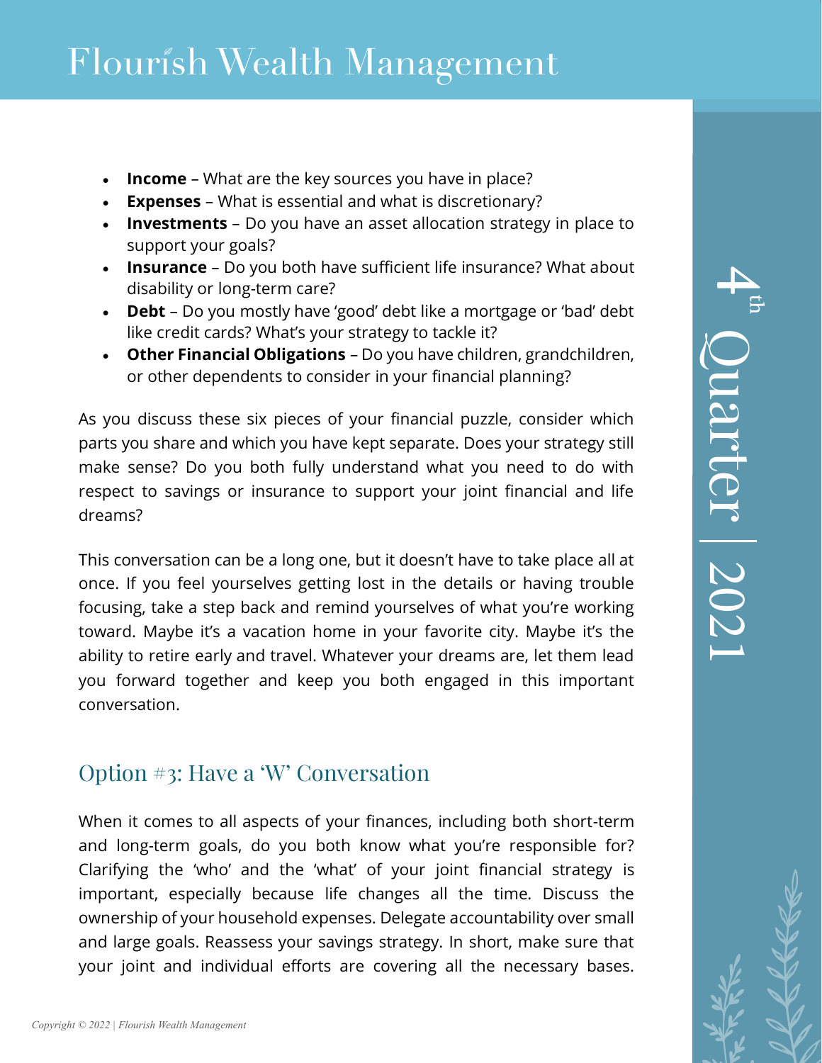- **Income** – What are the key sources you have in place?
- **Expenses** – What is essential and what is discretionary?
- **Investments** – Do you have an asset allocation strategy in place to support your goals?
- **Insurance** – Do you both have sufficient life insurance? What about disability or long-term care?
- **Debt** – Do you mostly have 'good' debt like a mortgage or 'bad' debt like credit cards? What's your strategy to tackle it?
- **Other Financial Obligations** – Do you have children, grandchildren, or other dependents to consider in your financial planning?

As you discuss these six pieces of your financial puzzle, consider which parts you share and which you have kept separate. Does your strategy still make sense? Do you both fully understand what you need to do with respect to savings or insurance to support your joint financial and life dreams?

This conversation can be a long one, but it doesn't have to take place all at once. If you feel yourselves getting lost in the details or having trouble focusing, take a step back and remind yourselves of what you're working toward. Maybe it's a vacation home in your favorite city. Maybe it's the ability to retire early and travel. Whatever your dreams are, let them lead you forward together and keep you both engaged in this important conversation.

## Option #3: Have a 'W' Conversation

When it comes to all aspects of your finances, including both short-term and long-term goals, do you both know what you're responsible for? Clarifying the 'who' and the 'what' of your joint financial strategy is important, especially because life changes all the time. Discuss the ownership of your household expenses. Delegate accountability over small and large goals. Reassess your savings strategy. In short, make sure that your joint and individual efforts are covering all the necessary bases.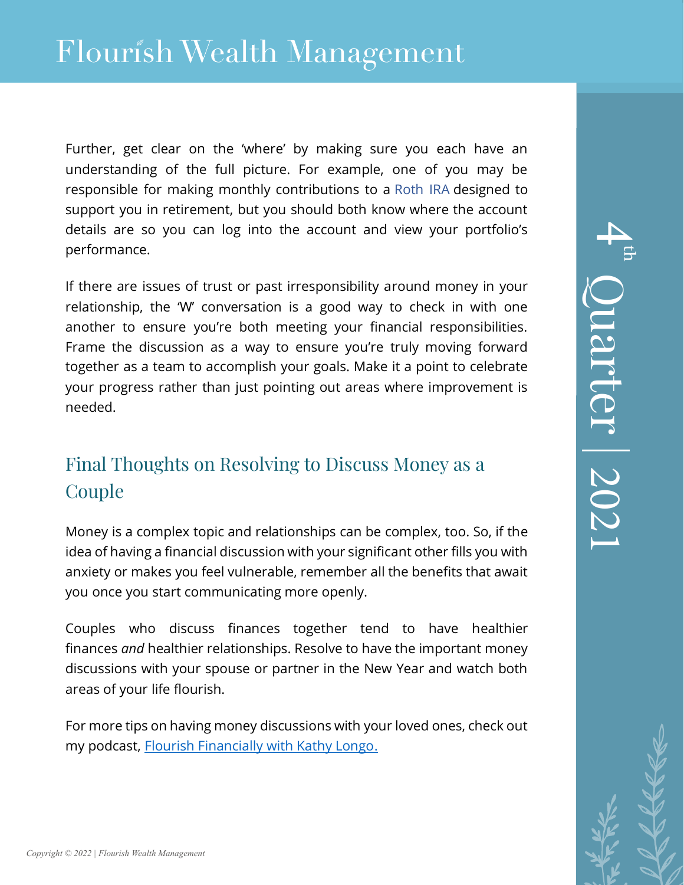Further, get clear on the 'where' by making sure you each have an understanding of the full picture. For example, one of you may be responsible for making monthly contributions to a Roth IRA designed to support you in retirement, but you should both know where the account details are so you can log into the account and view your portfolio's performance.

If there are issues of trust or past irresponsibility around money in your relationship, the 'W' conversation is a good way to check in with one another to ensure you're both meeting your financial responsibilities. Frame the discussion as a way to ensure you're truly moving forward together as a team to accomplish your goals. Make it a point to celebrate your progress rather than just pointing out areas where improvement is needed.

## Final Thoughts on Resolving to Discuss Money as a Couple

Money is a complex topic and relationships can be complex, too. So, if the idea of having a financial discussion with your significant other fills you with anxiety or makes you feel vulnerable, remember all the benefits that await you once you start communicating more openly.

Couples who discuss finances together tend to have healthier finances *and* healthier relationships. Resolve to have the important money discussions with your spouse or partner in the New Year and watch both areas of your life flourish.

For more tips on having money discussions with your loved ones, check out my podcast, Flourish Financially with Kathy Longo.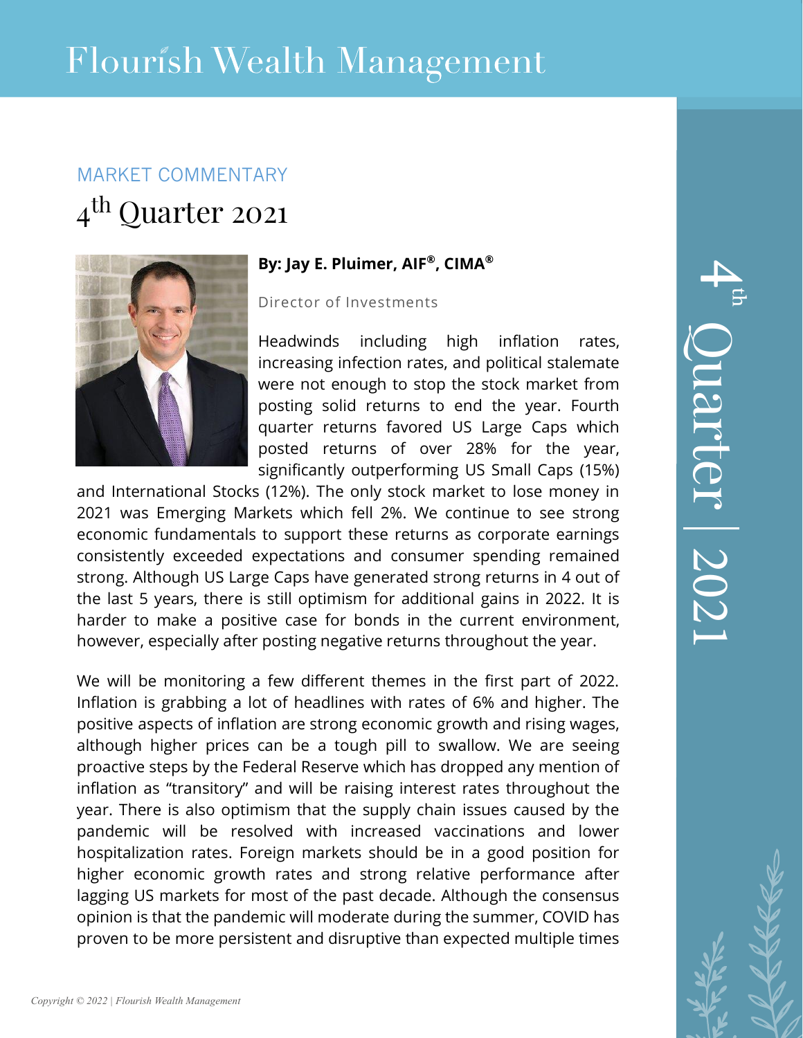# Flourish Wealth Management

## MARKET COMMENTARY

# 4th Quarter 2021

**By: Jay E. Pluimer, AIF®, CIMA®**

Director of Investments

Headwinds including high inflation rates, increasing infection rates, and political stalemate were not enough to stop the stock market from posting solid returns to end the year. Fourth quarter returns favored US Large Caps which posted returns of over 28% for the year, significantly outperforming US Small Caps (15%) and International Stocks (12%). The only stock market to lose money in 2021 was Emerging Markets which fell 2%. We continue to see strong economic fundamentals to support these returns as corporate earnings consistently exceeded expectations and consumer spending remained strong. Although US Large Caps have generated strong returns in 4 out of the last 5 years, there is still optimism for additional gains in 2022. It is harder to make a positive case for bonds in the current environment, however, especially after posting negative returns throughout the year.

We will be monitoring a few different themes in the first part of 2022. Inflation is grabbing a lot of headlines with rates of 6% and higher. The positive aspects of inflation are strong economic growth and rising wages, although higher prices can be a tough pill to swallow. We are seeing proactive steps by the Federal Reserve which has dropped any mention of inflation as "transitory" and will be raising interest rates throughout the year. There is also optimism that the supply chain issues caused by the pandemic will be resolved with increased vaccinations and lower hospitalization rates. Foreign markets should be in a good position for higher economic growth rates and strong relative performance after lagging US markets for most of the past decade. Although the consensus opinion is that the pandemic will moderate during the summer, COVID has proven to be more persistent and disruptive than expected multiple times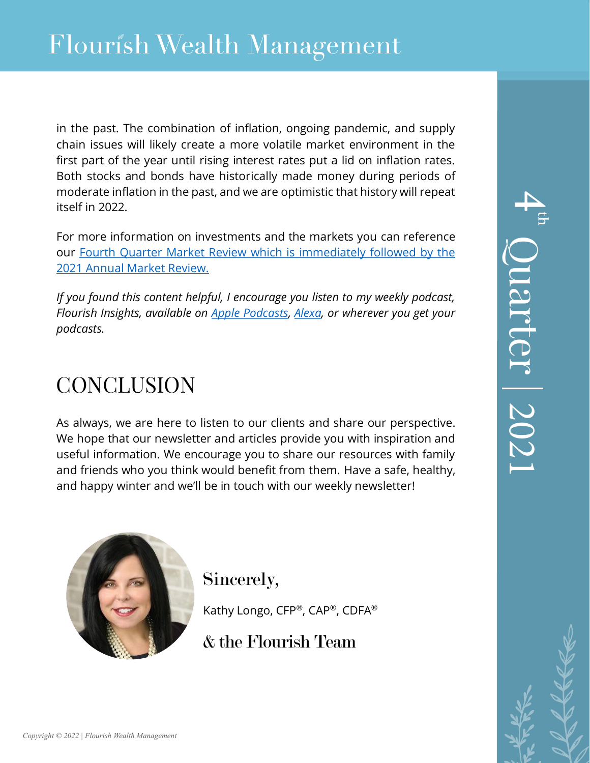in the past. The combination of inflation, ongoing pandemic, and supply chain issues will likely create a more volatile market environment in the first part of the year until rising interest rates put a lid on inflation rates. Both stocks and bonds have historically made money during periods of moderate inflation in the past, and we are optimistic that history will repeat itself in 2022.

For more information on investments and the markets you can reference our Fourth Quarter Market Review which is immediately followed by the 2021 Annual Market Review.

*If you found this content helpful, I encourage you listen to my weekly podcast, Flourish Insights, available on Apple Podcasts, Alexa, or wherever you get your podcasts.*

## CONCLUSION

As always, we are here to listen to our clients and share our perspective. We hope that our newsletter and articles provide you with inspiration and useful information. We encourage you to share our resources with family and friends who you think would benefit from them. Have a safe, healthy, and happy winter and we'll be in touch with our weekly newsletter!

Sincerely,

Kathy Longo, CFP®, CAP®, CDFA®

& the Flourish Team